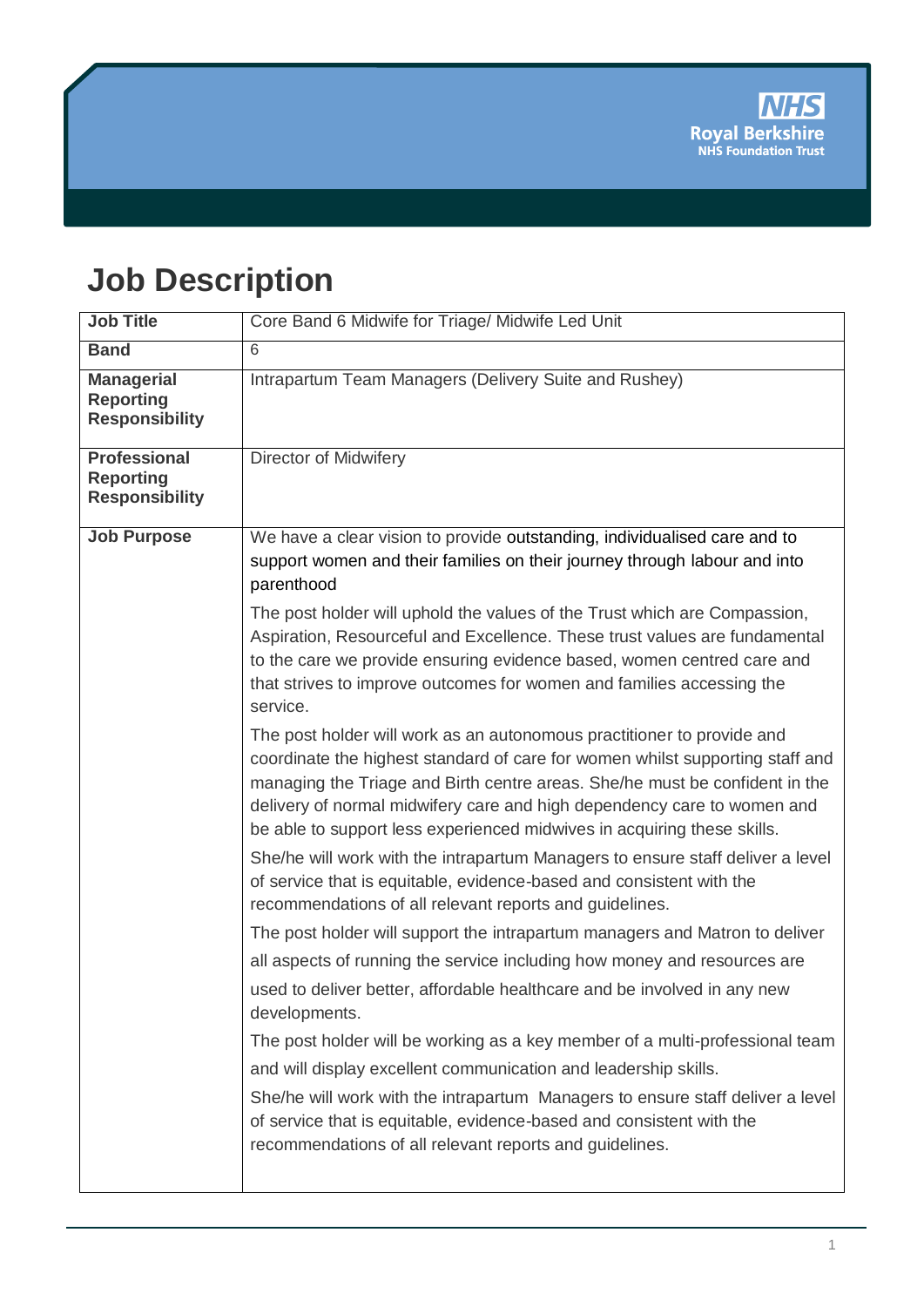# Job Description

| | |
|---|---|
| **Job Title** | Core Band 6 Midwife for Triage/ Midwife Led Unit |
| **Band** | 6 |
| **Managerial Reporting Responsibility** | Intrapartum Team Managers (Delivery Suite and Rushey) |
| **Professional Reporting Responsibility** | Director of Midwifery |
| **Job Purpose** | We have a clear vision to provide outstanding, individualised care and to support women and their families on their journey through labour and into parenthood<br><br>The post holder will uphold the values of the Trust which are Compassion, Aspiration, Resourceful and Excellence. These trust values are fundamental to the care we provide ensuring evidence based, women centred care and that strives to improve outcomes for women and families accessing the service.<br><br>The post holder will work as an autonomous practitioner to provide and coordinate the highest standard of care for women whilst supporting staff and managing the Triage and Birth centre areas. She/he must be confident in the delivery of normal midwifery care and high dependency care to women and be able to support less experienced midwives in acquiring these skills.<br><br>She/he will work with the intrapartum Managers to ensure staff deliver a level of service that is equitable, evidence-based and consistent with the recommendations of all relevant reports and guidelines.<br><br>The post holder will support the intrapartum managers and Matron to deliver all aspects of running the service including how money and resources are used to deliver better, affordable healthcare and be involved in any new developments.<br><br>The post holder will be working as a key member of a multi-professional team and will display excellent communication and leadership skills.<br><br>She/he will work with the intrapartum Managers to ensure staff deliver a level of service that is equitable, evidence-based and consistent with the recommendations of all relevant reports and guidelines. |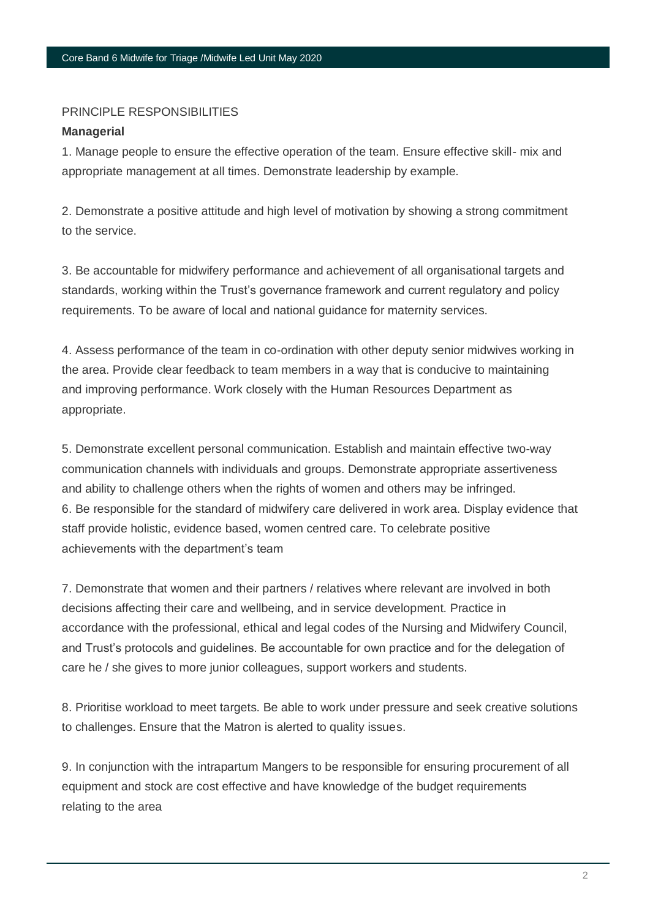PRINCIPLE RESPONSIBILITIES

**Managerial**

1. Manage people to ensure the effective operation of the team. Ensure effective skill- mix and appropriate management at all times. Demonstrate leadership by example.

2. Demonstrate a positive attitude and high level of motivation by showing a strong commitment to the service.

3. Be accountable for midwifery performance and achievement of all organisational targets and standards, working within the Trust's governance framework and current regulatory and policy requirements. To be aware of local and national guidance for maternity services.

4. Assess performance of the team in co-ordination with other deputy senior midwives working in the area. Provide clear feedback to team members in a way that is conducive to maintaining and improving performance. Work closely with the Human Resources Department as appropriate.

5. Demonstrate excellent personal communication. Establish and maintain effective two-way communication channels with individuals and groups. Demonstrate appropriate assertiveness and ability to challenge others when the rights of women and others may be infringed.

6. Be responsible for the standard of midwifery care delivered in work area. Display evidence that staff provide holistic, evidence based, women centred care. To celebrate positive achievements with the department's team

7. Demonstrate that women and their partners / relatives where relevant are involved in both decisions affecting their care and wellbeing, and in service development. Practice in accordance with the professional, ethical and legal codes of the Nursing and Midwifery Council, and Trust's protocols and guidelines. Be accountable for own practice and for the delegation of care he / she gives to more junior colleagues, support workers and students.

8. Prioritise workload to meet targets. Be able to work under pressure and seek creative solutions to challenges. Ensure that the Matron is alerted to quality issues.

9. In conjunction with the intrapartum Mangers to be responsible for ensuring procurement of all equipment and stock are cost effective and have knowledge of the budget requirements relating to the area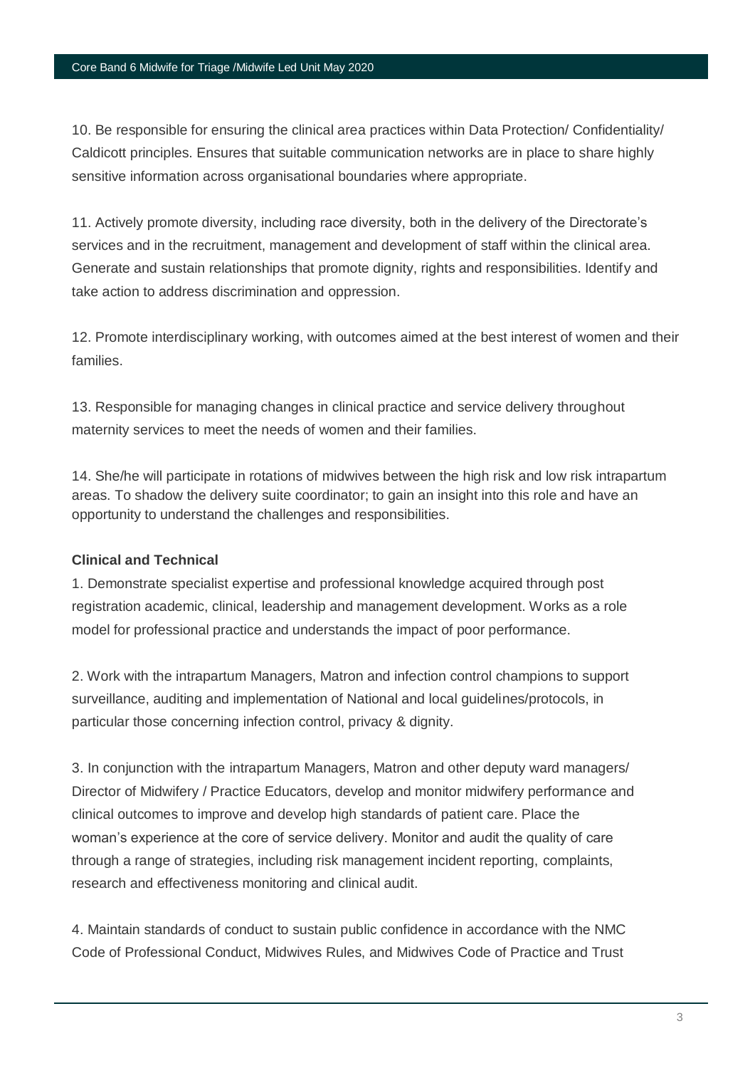10. Be responsible for ensuring the clinical area practices within Data Protection/ Confidentiality/ Caldicott principles. Ensures that suitable communication networks are in place to share highly sensitive information across organisational boundaries where appropriate.

11. Actively promote diversity, including race diversity, both in the delivery of the Directorate's services and in the recruitment, management and development of staff within the clinical area. Generate and sustain relationships that promote dignity, rights and responsibilities. Identify and take action to address discrimination and oppression.

12. Promote interdisciplinary working, with outcomes aimed at the best interest of women and their families.

13. Responsible for managing changes in clinical practice and service delivery throughout maternity services to meet the needs of women and their families.

14. She/he will participate in rotations of midwives between the high risk and low risk intrapartum areas. To shadow the delivery suite coordinator; to gain an insight into this role and have an opportunity to understand the challenges and responsibilities.

**Clinical and Technical**

1. Demonstrate specialist expertise and professional knowledge acquired through post registration academic, clinical, leadership and management development. Works as a role model for professional practice and understands the impact of poor performance.

2. Work with the intrapartum Managers, Matron and infection control champions to support surveillance, auditing and implementation of National and local guidelines/protocols, in particular those concerning infection control, privacy & dignity.

3. In conjunction with the intrapartum Managers, Matron and other deputy ward managers/ Director of Midwifery / Practice Educators, develop and monitor midwifery performance and clinical outcomes to improve and develop high standards of patient care. Place the woman's experience at the core of service delivery. Monitor and audit the quality of care through a range of strategies, including risk management incident reporting, complaints, research and effectiveness monitoring and clinical audit.

4. Maintain standards of conduct to sustain public confidence in accordance with the NMC Code of Professional Conduct, Midwives Rules, and Midwives Code of Practice and Trust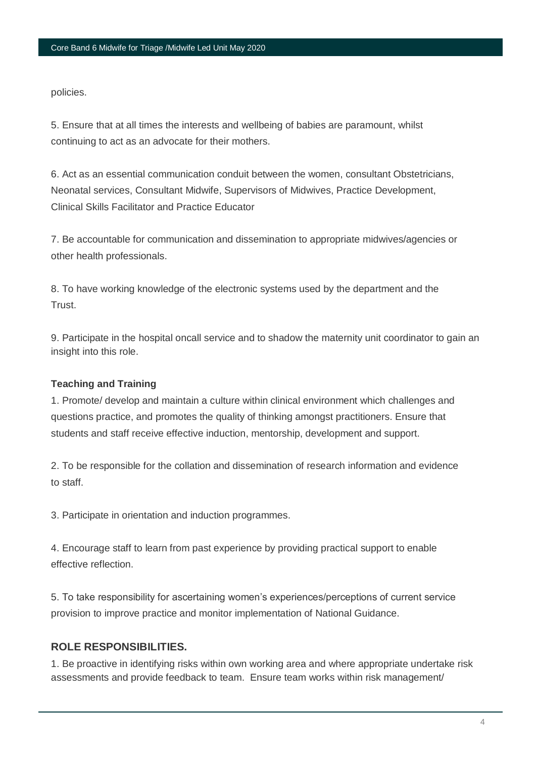policies.

5. Ensure that at all times the interests and wellbeing of babies are paramount, whilst continuing to act as an advocate for their mothers.

6. Act as an essential communication conduit between the women, consultant Obstetricians, Neonatal services, Consultant Midwife, Supervisors of Midwives, Practice Development, Clinical Skills Facilitator and Practice Educator

7. Be accountable for communication and dissemination to appropriate midwives/agencies or other health professionals.

8. To have working knowledge of the electronic systems used by the department and the Trust.

9. Participate in the hospital oncall service and to shadow the maternity unit coordinator to gain an insight into this role.

**Teaching and Training**

1. Promote/ develop and maintain a culture within clinical environment which challenges and questions practice, and promotes the quality of thinking amongst practitioners. Ensure that students and staff receive effective induction, mentorship, development and support.

2. To be responsible for the collation and dissemination of research information and evidence to staff.

3. Participate in orientation and induction programmes.

4. Encourage staff to learn from past experience by providing practical support to enable effective reflection.

5. To take responsibility for ascertaining women's experiences/perceptions of current service provision to improve practice and monitor implementation of National Guidance.

## ROLE RESPONSIBILITIES.

1. Be proactive in identifying risks within own working area and where appropriate undertake risk assessments and provide feedback to team. Ensure team works within risk management/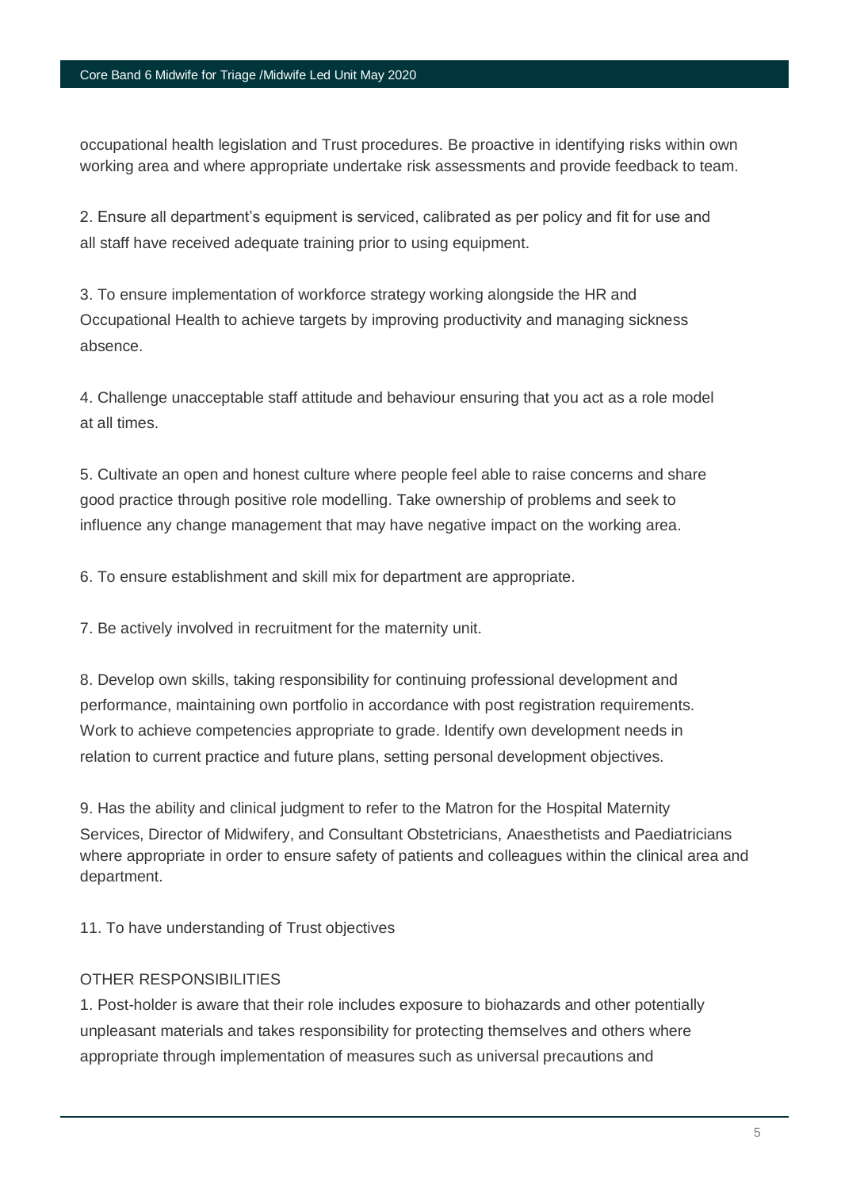occupational health legislation and Trust procedures. Be proactive in identifying risks within own working area and where appropriate undertake risk assessments and provide feedback to team.

2. Ensure all department's equipment is serviced, calibrated as per policy and fit for use and all staff have received adequate training prior to using equipment.

3. To ensure implementation of workforce strategy working alongside the HR and Occupational Health to achieve targets by improving productivity and managing sickness absence.

4. Challenge unacceptable staff attitude and behaviour ensuring that you act as a role model at all times.

5. Cultivate an open and honest culture where people feel able to raise concerns and share good practice through positive role modelling. Take ownership of problems and seek to influence any change management that may have negative impact on the working area.

6. To ensure establishment and skill mix for department are appropriate.

7. Be actively involved in recruitment for the maternity unit.

8. Develop own skills, taking responsibility for continuing professional development and performance, maintaining own portfolio in accordance with post registration requirements. Work to achieve competencies appropriate to grade. Identify own development needs in relation to current practice and future plans, setting personal development objectives.

9. Has the ability and clinical judgment to refer to the Matron for the Hospital Maternity Services, Director of Midwifery, and Consultant Obstetricians, Anaesthetists and Paediatricians where appropriate in order to ensure safety of patients and colleagues within the clinical area and department.

11. To have understanding of Trust objectives

OTHER RESPONSIBILITIES

1. Post-holder is aware that their role includes exposure to biohazards and other potentially unpleasant materials and takes responsibility for protecting themselves and others where appropriate through implementation of measures such as universal precautions and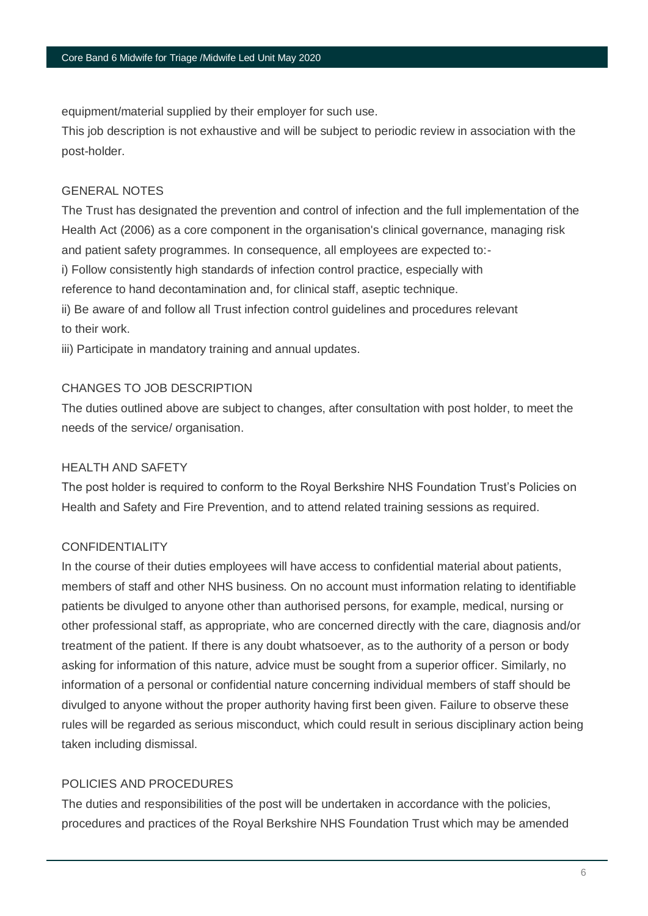equipment/material supplied by their employer for such use.

This job description is not exhaustive and will be subject to periodic review in association with the post-holder.

## GENERAL NOTES

The Trust has designated the prevention and control of infection and the full implementation of the Health Act (2006) as a core component in the organisation's clinical governance, managing risk and patient safety programmes. In consequence, all employees are expected to:-

i) Follow consistently high standards of infection control practice, especially with reference to hand decontamination and, for clinical staff, aseptic technique.

ii) Be aware of and follow all Trust infection control guidelines and procedures relevant to their work.

iii) Participate in mandatory training and annual updates.

## CHANGES TO JOB DESCRIPTION

The duties outlined above are subject to changes, after consultation with post holder, to meet the needs of the service/ organisation.

## HEALTH AND SAFETY

The post holder is required to conform to the Royal Berkshire NHS Foundation Trust's Policies on Health and Safety and Fire Prevention, and to attend related training sessions as required.

## CONFIDENTIALITY

In the course of their duties employees will have access to confidential material about patients, members of staff and other NHS business. On no account must information relating to identifiable patients be divulged to anyone other than authorised persons, for example, medical, nursing or other professional staff, as appropriate, who are concerned directly with the care, diagnosis and/or treatment of the patient. If there is any doubt whatsoever, as to the authority of a person or body asking for information of this nature, advice must be sought from a superior officer. Similarly, no information of a personal or confidential nature concerning individual members of staff should be divulged to anyone without the proper authority having first been given. Failure to observe these rules will be regarded as serious misconduct, which could result in serious disciplinary action being taken including dismissal.

## POLICIES AND PROCEDURES

The duties and responsibilities of the post will be undertaken in accordance with the policies, procedures and practices of the Royal Berkshire NHS Foundation Trust which may be amended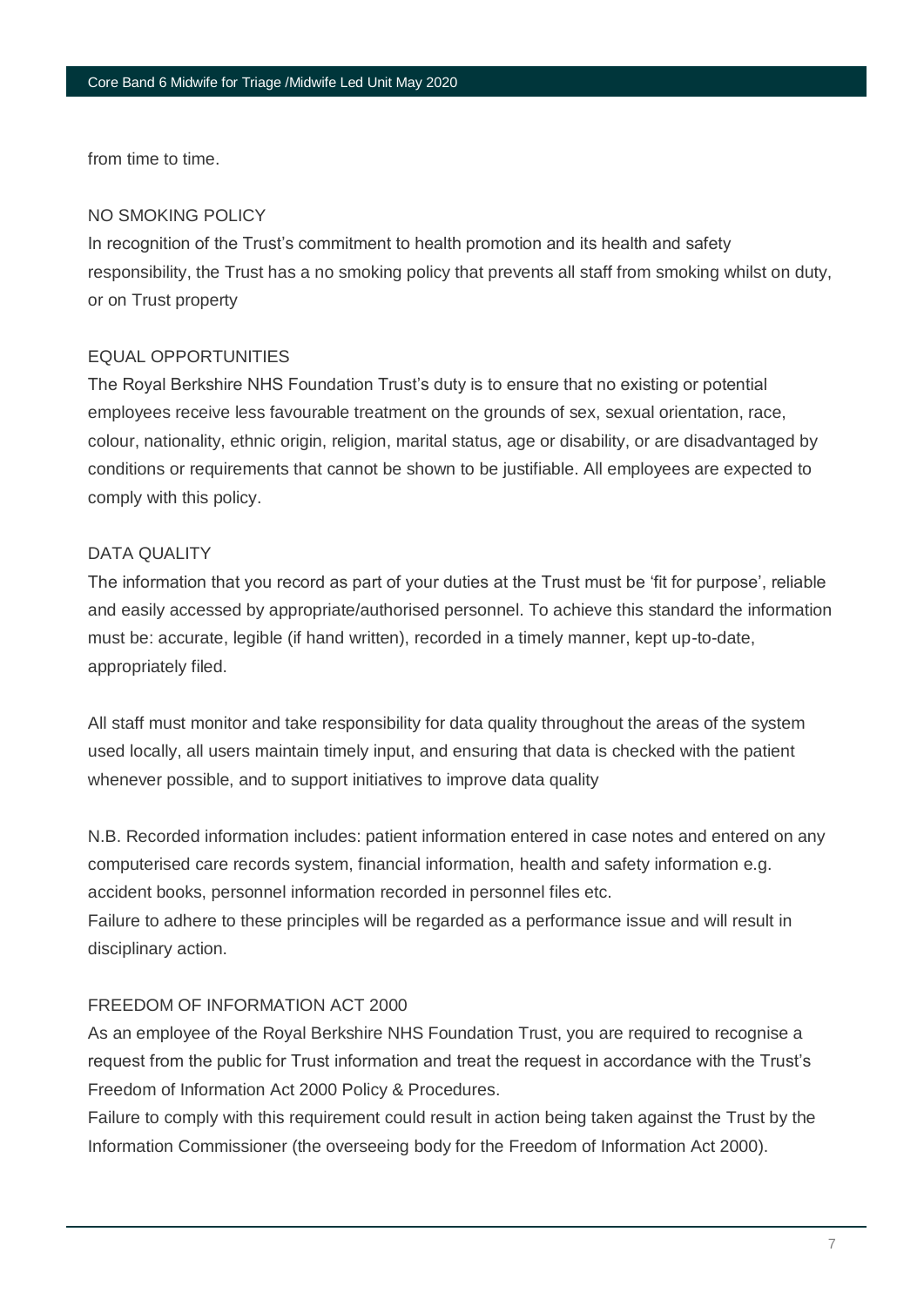from time to time.

## NO SMOKING POLICY

In recognition of the Trust's commitment to health promotion and its health and safety responsibility, the Trust has a no smoking policy that prevents all staff from smoking whilst on duty, or on Trust property

## EQUAL OPPORTUNITIES

The Royal Berkshire NHS Foundation Trust's duty is to ensure that no existing or potential employees receive less favourable treatment on the grounds of sex, sexual orientation, race, colour, nationality, ethnic origin, religion, marital status, age or disability, or are disadvantaged by conditions or requirements that cannot be shown to be justifiable. All employees are expected to comply with this policy.

## DATA QUALITY

The information that you record as part of your duties at the Trust must be 'fit for purpose', reliable and easily accessed by appropriate/authorised personnel. To achieve this standard the information must be: accurate, legible (if hand written), recorded in a timely manner, kept up-to-date, appropriately filed.

All staff must monitor and take responsibility for data quality throughout the areas of the system used locally, all users maintain timely input, and ensuring that data is checked with the patient whenever possible, and to support initiatives to improve data quality

N.B. Recorded information includes: patient information entered in case notes and entered on any computerised care records system, financial information, health and safety information e.g. accident books, personnel information recorded in personnel files etc.
Failure to adhere to these principles will be regarded as a performance issue and will result in disciplinary action.

## FREEDOM OF INFORMATION ACT 2000

As an employee of the Royal Berkshire NHS Foundation Trust, you are required to recognise a request from the public for Trust information and treat the request in accordance with the Trust's Freedom of Information Act 2000 Policy & Procedures.
Failure to comply with this requirement could result in action being taken against the Trust by the Information Commissioner (the overseeing body for the Freedom of Information Act 2000).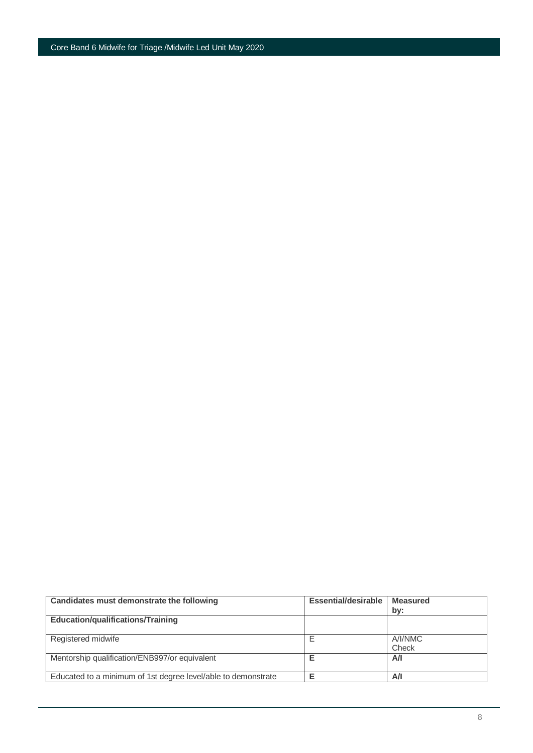| Candidates must demonstrate the following | Essential/desirable | Measured by: |
| --- | --- | --- |
| **Education/qualifications/Training** | | |
| Registered midwife | E | A/I/NMC Check |
| Mentorship qualification/ENB997/or equivalent | **E** | **A/I** |
| Educated to a minimum of 1st degree level/able to demonstrate | **E** | **A/I** |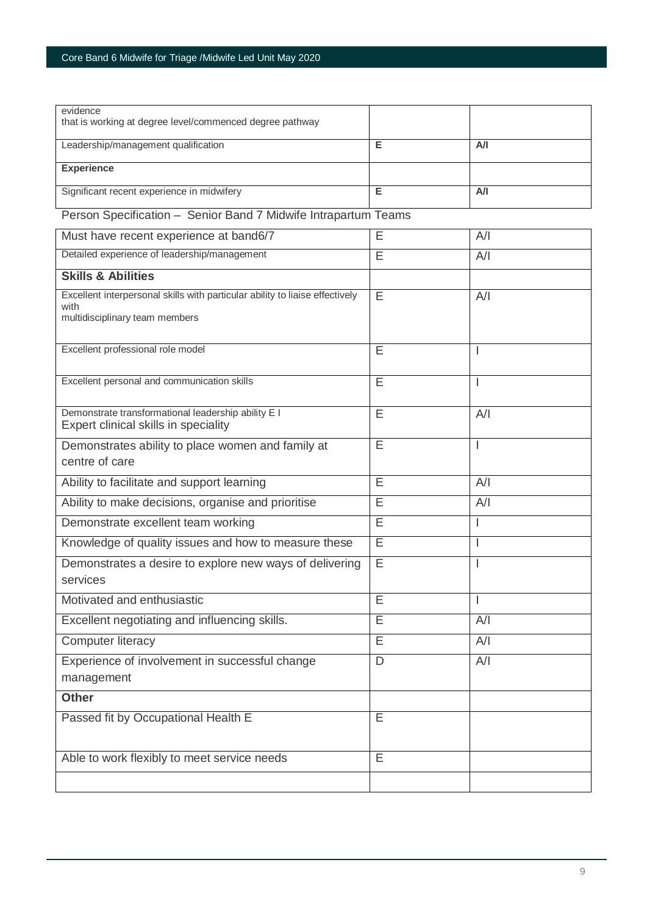| | | |
|---|---|---|
| evidence<br>that is working at degree level/commenced degree pathway | | |
| Leadership/management qualification | **E** | **A/I** |
| **Experience** | | |
| Significant recent experience in midwifery | **E** | **A/I** |

Person Specification – Senior Band 7 Midwife Intrapartum Teams

| | | |
|---|---|---|
| Must have recent experience at band6/7 | E | A/I |
| Detailed experience of leadership/management | E | A/I |
| **Skills & Abilities** | | |
| Excellent interpersonal skills with particular ability to liaise effectively with multidisciplinary team members | E | A/I |
| Excellent professional role model | E | I |
| Excellent personal and communication skills | E | I |
| Demonstrate transformational leadership ability E I<br>Expert clinical skills in speciality | E | A/I |
| Demonstrates ability to place women and family at centre of care | E | I |
| Ability to facilitate and support learning | E | A/I |
| Ability to make decisions, organise and prioritise | E | A/I |
| Demonstrate excellent team working | E | I |
| Knowledge of quality issues and how to measure these | E | I |
| Demonstrates a desire to explore new ways of delivering services | E | I |
| Motivated and enthusiastic | E | I |
| Excellent negotiating and influencing skills. | E | A/I |
| Computer literacy | E | A/I |
| Experience of involvement in successful change management | D | A/I |
| **Other** | | |
| Passed fit by Occupational Health E | E | |
| Able to work flexibly to meet service needs | E | |
| | | |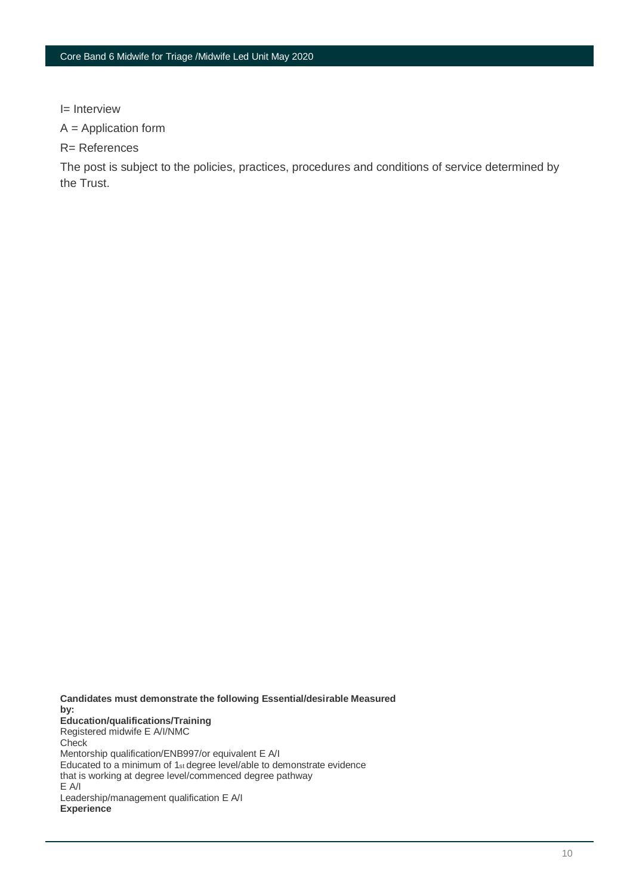I= Interview

A = Application form

R= References

The post is subject to the policies, practices, procedures and conditions of service determined by the Trust.

**Candidates must demonstrate the following Essential/desirable Measured by:**

**Education/qualifications/Training**

Registered midwife E A/I/NMC Check

Mentorship qualification/ENB997/or equivalent E A/I

Educated to a minimum of 1st degree level/able to demonstrate evidence that is working at degree level/commenced degree pathway E A/I

Leadership/management qualification E A/I

**Experience**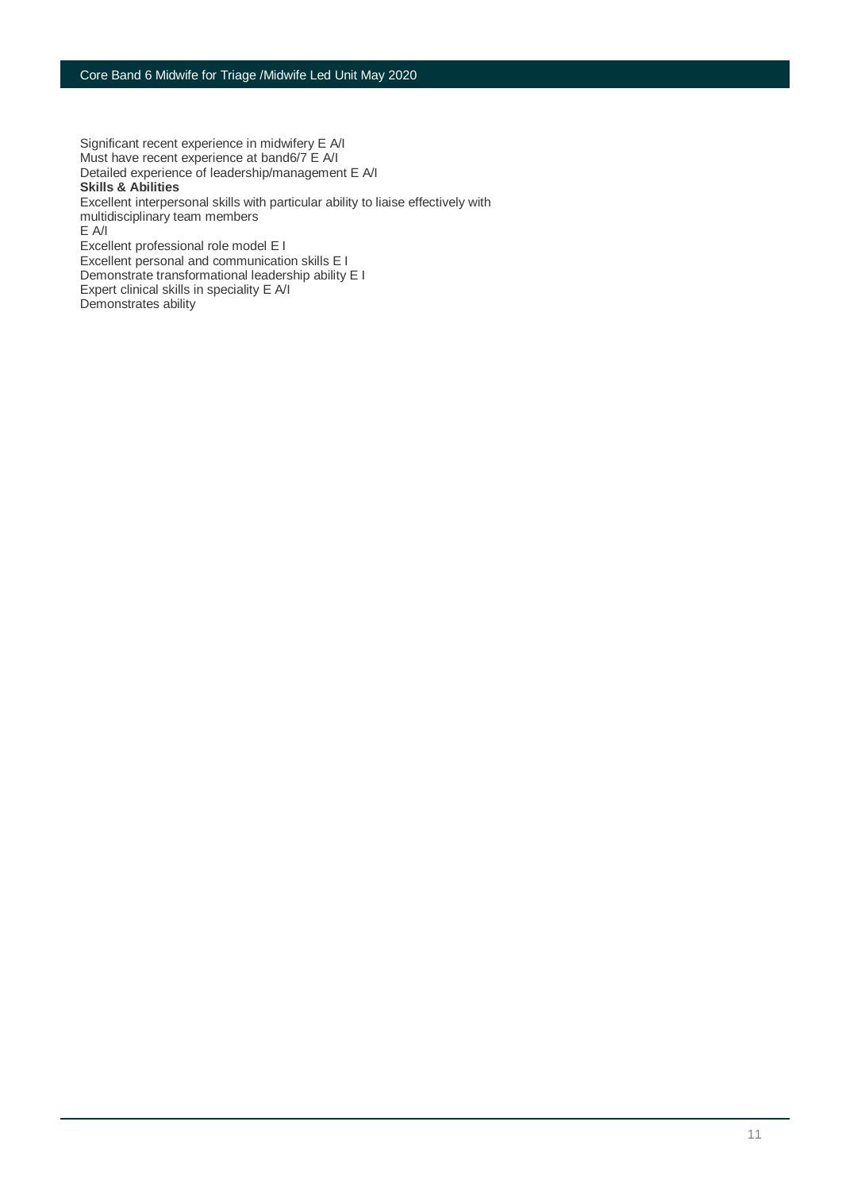Significant recent experience in midwifery E A/I
Must have recent experience at band6/7 E A/I
Detailed experience of leadership/management E A/I

**Skills & Abilities**

Excellent interpersonal skills with particular ability to liaise effectively with multidisciplinary team members
E A/I
Excellent professional role model E I
Excellent personal and communication skills E I
Demonstrate transformational leadership ability E I
Expert clinical skills in speciality E A/I
Demonstrates ability